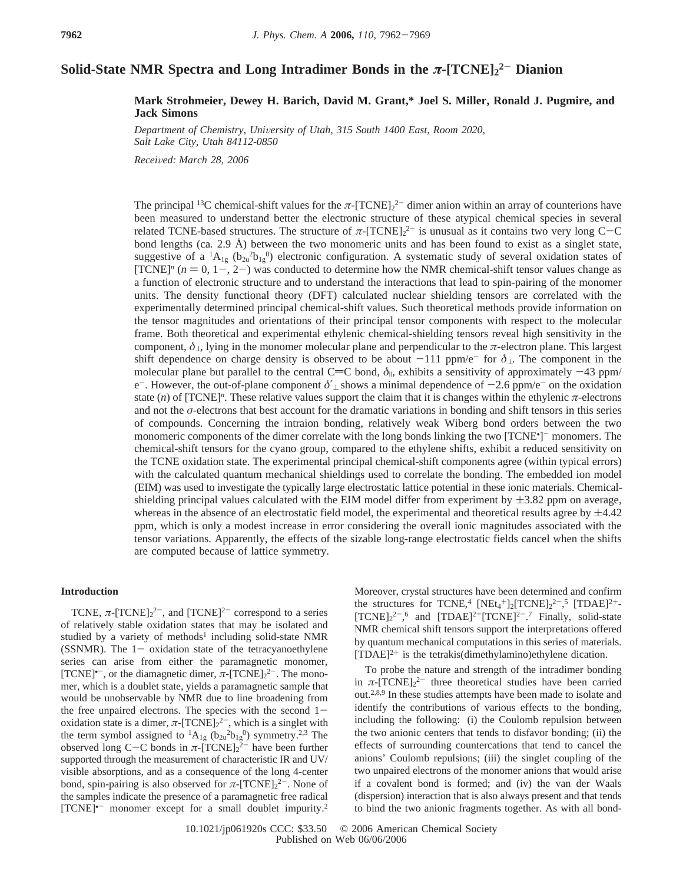# Solid-State NMR Spectra and Long Intradimer Bonds in the $\pi$-$[TCNE]_2^{2-}$ Dianion

**Mark Strohmeier, Dewey H. Barich, David M. Grant,* Joel S. Miller, Ronald J. Pugmire, and Jack Simons**

*Department of Chemistry, University of Utah, 315 South 1400 East, Room 2020, Salt Lake City, Utah 84112-0850*

*Received: March 28, 2006*

The principal $^{13}C$ chemical-shift values for the $\pi$-$[TCNE]_2^{2-}$ dimer anion within an array of counterions have been measured to understand better the electronic structure of these atypical chemical species in several related TCNE-based structures. The structure of $\pi$-$[TCNE]_2^{2-}$ is unusual as it contains two very long C−C bond lengths (ca. 2.9 Å) between the two monomeric units and has been found to exist as a singlet state, suggestive of a $^1A_{1g}$ ($b_{2u}^2b_{1g}^0$) electronic configuration. A systematic study of several oxidation states of $[TCNE]^n$ ($n$ = 0, 1−, 2−) was conducted to determine how the NMR chemical-shift tensor values change as a function of electronic structure and to understand the interactions that lead to spin-pairing of the monomer units. The density functional theory (DFT) calculated nuclear shielding tensors are correlated with the experimentally determined principal chemical-shift values. Such theoretical methods provide information on the tensor magnitudes and orientations of their principal tensor components with respect to the molecular frame. Both theoretical and experimental ethylenic chemical-shielding tensors reveal high sensitivity in the component, $\delta_\perp$, lying in the monomer molecular plane and perpendicular to the $\pi$-electron plane. This largest shift dependence on charge density is observed to be about −111 ppm/e$^-$ for $\delta_\perp$. The component in the molecular plane but parallel to the central C=C bond, $\delta_\|$, exhibits a sensitivity of approximately −43 ppm/e$^-$. However, the out-of-plane component $\delta'_\perp$ shows a minimal dependence of −2.6 ppm/e$^-$ on the oxidation state ($n$) of $[TCNE]^n$. These relative values support the claim that it is changes within the ethylenic $\pi$-electrons and not the $\sigma$-electrons that best account for the dramatic variations in bonding and shift tensors in this series of compounds. Concerning the intraion bonding, relatively weak Wiberg bond orders between the two monomeric components of the dimer correlate with the long bonds linking the two $[TCNE^\bullet]^-$ monomers. The chemical-shift tensors for the cyano group, compared to the ethylene shifts, exhibit a reduced sensitivity on the TCNE oxidation state. The experimental principal chemical-shift components agree (within typical errors) with the calculated quantum mechanical shieldings used to correlate the bonding. The embedded ion model (EIM) was used to investigate the typically large electrostatic lattice potential in these ionic materials. Chemical-shielding principal values calculated with the EIM model differ from experiment by ±3.82 ppm on average, whereas in the absence of an electrostatic field model, the experimental and theoretical results agree by ±4.42 ppm, which is only a modest increase in error considering the overall ionic magnitudes associated with the tensor variations. Apparently, the effects of the sizable long-range electrostatic fields cancel when the shifts are computed because of lattice symmetry.

## Introduction

TCNE, $\pi$-$[TCNE]_2^{2-}$, and $[TCNE]^{2-}$ correspond to a series of relatively stable oxidation states that may be isolated and studied by a variety of methods[1] including solid-state NMR (SSNMR). The 1− oxidation state of the tetracyanoethylene series can arise from either the paramagnetic monomer, $[TCNE]^{\bullet-}$, or the diamagnetic dimer, $\pi$-$[TCNE]_2^{2-}$. The monomer, which is a doublet state, yields a paramagnetic sample that would be unobservable by NMR due to line broadening from the free unpaired electrons. The species with the second 1− oxidation state is a dimer, $\pi$-$[TCNE]_2^{2-}$, which is a singlet with the term symbol assigned to $^1A_{1g}$ ($b_{2u}^2b_{1g}^0$) symmetry.[2,3] The observed long C−C bonds in $\pi$-$[TCNE]_2^{2-}$ have been further supported through the measurement of characteristic IR and UV/visible absorptions, and as a consequence of the long 4-center bond, spin-pairing is also observed for $\pi$-$[TCNE]_2^{2-}$. None of the samples indicate the presence of a paramagnetic free radical $[TCNE]^{\bullet-}$ monomer except for a small doublet impurity.[2] Moreover, crystal structures have been determined and confirm the structures for TCNE,[4] $[NEt_4^+]_2[TCNE]_2^{2-}$,[5] $[TDAE]^{2+}$-$[TCNE]_2^{2-}$,[6] and $[TDAE]^{2+}[TCNE]^{2-}$.[7] Finally, solid-state NMR chemical shift tensors support the interpretations offered by quantum mechanical computations in this series of materials. $[TDAE]^{2+}$ is the tetrakis(dimethylamino)ethylene dication.

To probe the nature and strength of the intradimer bonding in $\pi$-$[TCNE]_2^{2-}$ three theoretical studies have been carried out.[2,8,9] In these studies attempts have been made to isolate and identify the contributions of various effects to the bonding, including the following: (i) the Coulomb repulsion between the two anionic centers that tends to disfavor bonding; (ii) the effects of surrounding countercations that tend to cancel the anions' Coulomb repulsions; (iii) the singlet coupling of the two unpaired electrons of the monomer anions that would arise if a covalent bond is formed; and (iv) the van der Waals (dispersion) interaction that is also always present and that tends to bind the two anionic fragments together. As with all bond-

10.1021/jp061920s CCC: $33.50 © 2006 American Chemical Society
Published on Web 06/06/2006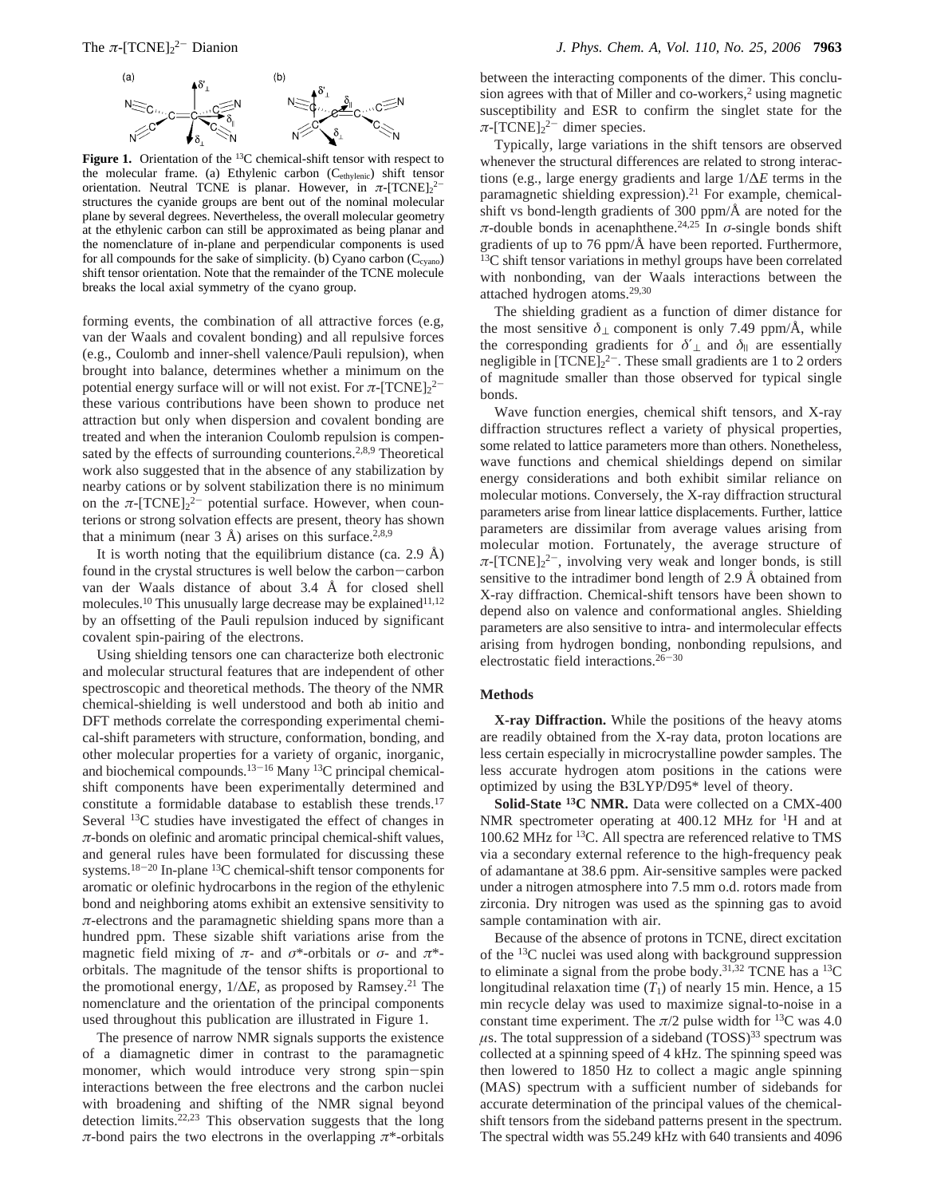(a) (b)

**Figure 1.** Orientation of the $^{13}$C chemical-shift tensor with respect to the molecular frame. (a) Ethylenic carbon ($C_{ethylenic}$) shift tensor orientation. Neutral TCNE is planar. However, in $\pi$-[TCNE]$_2^{2-}$ structures the cyanide groups are bent out of the nominal molecular plane by several degrees. Nevertheless, the overall molecular geometry at the ethylenic carbon can still be approximated as being planar and the nomenclature of in-plane and perpendicular components is used for all compounds for the sake of simplicity. (b) Cyano carbon ($C_{cyano}$) shift tensor orientation. Note that the remainder of the TCNE molecule breaks the local axial symmetry of the cyano group.

forming events, the combination of all attractive forces (e.g, van der Waals and covalent bonding) and all repulsive forces (e.g., Coulomb and inner-shell valence/Pauli repulsion), when brought into balance, determines whether a minimum on the potential energy surface will or will not exist. For $\pi$-[TCNE]$_2^{2-}$ these various contributions have been shown to produce net attraction but only when dispersion and covalent bonding are treated and when the interanion Coulomb repulsion is compensated by the effects of surrounding counterions.[2,8,9] Theoretical work also suggested that in the absence of any stabilization by nearby cations or by solvent stabilization there is no minimum on the $\pi$-[TCNE]$_2^{2-}$ potential surface. However, when counterions or strong solvation effects are present, theory has shown that a minimum (near 3 Å) arises on this surface.[2,8,9]

It is worth noting that the equilibrium distance (ca. 2.9 Å) found in the crystal structures is well below the carbon–carbon van der Waals distance of about 3.4 Å for closed shell molecules.[10] This unusually large decrease may be explained[11,12] by an offsetting of the Pauli repulsion induced by significant covalent spin-pairing of the electrons.

Using shielding tensors one can characterize both electronic and molecular structural features that are independent of other spectroscopic and theoretical methods. The theory of the NMR chemical-shielding is well understood and both ab initio and DFT methods correlate the corresponding experimental chemical-shift parameters with structure, conformation, bonding, and other molecular properties for a variety of organic, inorganic, and biochemical compounds.[13–16] Many $^{13}$C principal chemical-shift components have been experimentally determined and constitute a formidable database to establish these trends.[17] Several $^{13}$C studies have investigated the effect of changes in $\pi$-bonds on olefinic and aromatic principal chemical-shift values, and general rules have been formulated for discussing these systems.[18–20] In-plane $^{13}$C chemical-shift tensor components for aromatic or olefinic hydrocarbons in the region of the ethylenic bond and neighboring atoms exhibit an extensive sensitivity to $\pi$-electrons and the paramagnetic shielding spans more than a hundred ppm. These sizable shift variations arise from the magnetic field mixing of $\pi$- and $\sigma$*-orbitals or $\sigma$- and $\pi$*-orbitals. The magnitude of the tensor shifts is proportional to the promotional energy, $1/\Delta E$, as proposed by Ramsey.[21] The nomenclature and the orientation of the principal components used throughout this publication are illustrated in Figure 1.

The presence of narrow NMR signals supports the existence of a diamagnetic dimer in contrast to the paramagnetic monomer, which would introduce very strong spin–spin interactions between the free electrons and the carbon nuclei with broadening and shifting of the NMR signal beyond detection limits.[22,23] This observation suggests that the long $\pi$-bond pairs the two electrons in the overlapping $\pi$*-orbitals between the interacting components of the dimer. This conclusion agrees with that of Miller and co-workers,[2] using magnetic susceptibility and ESR to confirm the singlet state for the $\pi$-[TCNE]$_2^{2-}$ dimer species.

Typically, large variations in the shift tensors are observed whenever the structural differences are related to strong interactions (e.g., large energy gradients and large $1/\Delta E$ terms in the paramagnetic shielding expression).[21] For example, chemical-shift vs bond-length gradients of 300 ppm/Å are noted for the $\pi$-double bonds in acenaphthene.[24,25] In $\sigma$-single bonds shift gradients of up to 76 ppm/Å have been reported. Furthermore, $^{13}$C shift tensor variations in methyl groups have been correlated with nonbonding, van der Waals interactions between the attached hydrogen atoms.[29,30]

The shielding gradient as a function of dimer distance for the most sensitive $\delta_{\perp}$ component is only 7.49 ppm/Å, while the corresponding gradients for $\delta'_{\perp}$ and $\delta_{||}$ are essentially negligible in [TCNE]$_2^{2-}$. These small gradients are 1 to 2 orders of magnitude smaller than those observed for typical single bonds.

Wave function energies, chemical shift tensors, and X-ray diffraction structures reflect a variety of physical properties, some related to lattice parameters more than others. Nonetheless, wave functions and chemical shieldings depend on similar energy considerations and both exhibit similar reliance on molecular motions. Conversely, the X-ray diffraction structural parameters arise from linear lattice displacements. Further, lattice parameters are dissimilar from average values arising from molecular motion. Fortunately, the average structure of $\pi$-[TCNE]$_2^{2-}$, involving very weak and longer bonds, is still sensitive to the intradimer bond length of 2.9 Å obtained from X-ray diffraction. Chemical-shift tensors have been shown to depend also on valence and conformational angles. Shielding parameters are also sensitive to intra- and intermolecular effects arising from hydrogen bonding, nonbonding repulsions, and electrostatic field interactions.[26–30]

## Methods

**X-ray Diffraction.** While the positions of the heavy atoms are readily obtained from the X-ray data, proton locations are less certain especially in microcrystalline powder samples. The less accurate hydrogen atom positions in the cations were optimized by using the B3LYP/D95* level of theory.

**Solid-State $^{13}$C NMR.** Data were collected on a CMX-400 NMR spectrometer operating at 400.12 MHz for $^1$H and at 100.62 MHz for $^{13}$C. All spectra are referenced relative to TMS via a secondary external reference to the high-frequency peak of adamantane at 38.6 ppm. Air-sensitive samples were packed under a nitrogen atmosphere into 7.5 mm o.d. rotors made from zirconia. Dry nitrogen was used as the spinning gas to avoid sample contamination with air.

Because of the absence of protons in TCNE, direct excitation of the $^{13}$C nuclei was used along with background suppression to eliminate a signal from the probe body.[31,32] TCNE has a $^{13}$C longitudinal relaxation time ($T_1$) of nearly 15 min. Hence, a 15 min recycle delay was used to maximize signal-to-noise in a constant time experiment. The $\pi/2$ pulse width for $^{13}$C was 4.0 $\mu$s. The total suppression of a sideband (TOSS)[33] spectrum was collected at a spinning speed of 4 kHz. The spinning speed was then lowered to 1850 Hz to collect a magic angle spinning (MAS) spectrum with a sufficient number of sidebands for accurate determination of the principal values of the chemical-shift tensors from the sideband patterns present in the spectrum. The spectral width was 55.249 kHz with 640 transients and 4096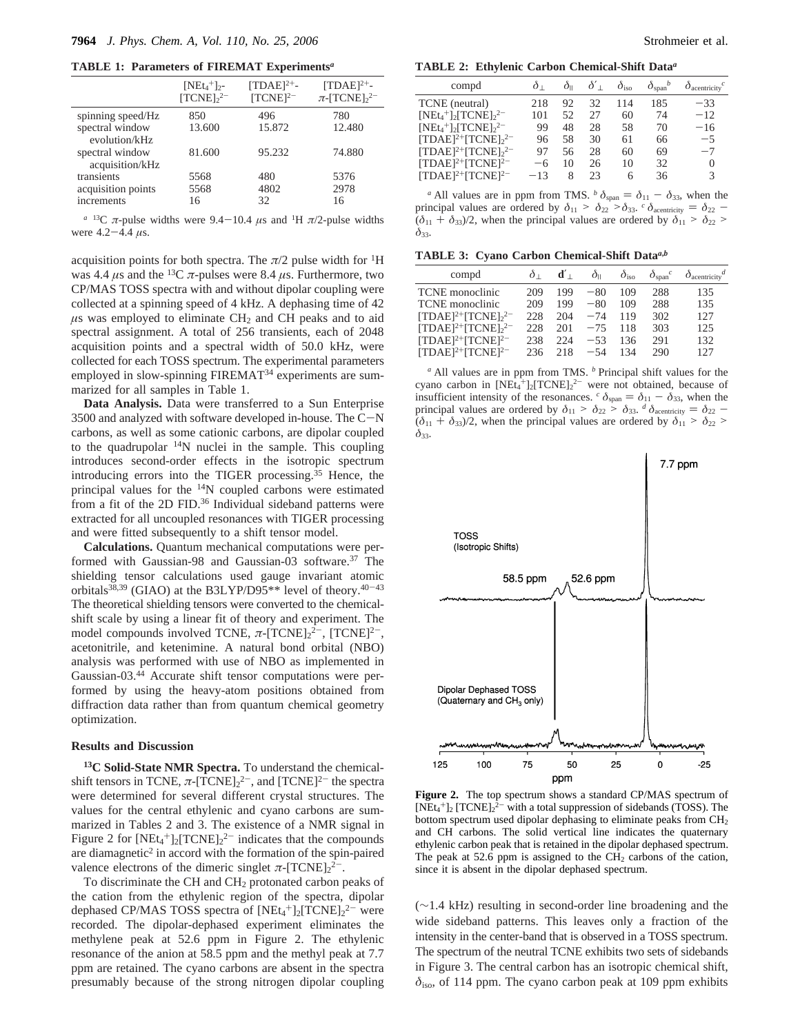**TABLE 1: Parameters of FIREMAT Experiments[a]**

| | $[NEt_4^+]_2$-$[TCNE]_2^{2-}$ | $[TDAE]^{2+}$-$[TCNE]^{2-}$ | $[TDAE]^{2+}$-$\pi$-$[TCNE]_2^{2-}$ |
|---|---|---|---|
| spinning speed/Hz | 850 | 496 | 780 |
| spectral window evolution/kHz | 13.600 | 15.872 | 12.480 |
| spectral window acquisition/kHz | 81.600 | 95.232 | 74.880 |
| transients | 5568 | 480 | 5376 |
| acquisition points | 5568 | 4802 | 2978 |
| increments | 16 | 32 | 16 |

[a] $^{13}$C $\pi$-pulse widths were 9.4−10.4 $\mu$s and $^{1}$H $\pi$/2-pulse widths were 4.2−4.4 $\mu$s.

acquisition points for both spectra. The $\pi/2$ pulse width for $^1$H was 4.4 $\mu$s and the $^{13}$C $\pi$-pulses were 8.4 $\mu$s. Furthermore, two CP/MAS TOSS spectra with and without dipolar coupling were collected at a spinning speed of 4 kHz. A dephasing time of 42 $\mu$s was employed to eliminate $CH_2$ and CH peaks and to aid spectral assignment. A total of 256 transients, each of 2048 acquisition points and a spectral width of 50.0 kHz, were collected for each TOSS spectrum. The experimental parameters employed in slow-spinning FIREMAT[34] experiments are summarized for all samples in Table 1.

**Data Analysis.** Data were transferred to a Sun Enterprise 3500 and analyzed with software developed in-house. The C−N carbons, as well as some cationic carbons, are dipolar coupled to the quadrupolar $^{14}$N nuclei in the sample. This coupling introduces second-order effects in the isotropic spectrum introducing errors into the TIGER processing.[35] Hence, the principal values for the $^{14}$N coupled carbons were estimated from a fit of the 2D FID.[36] Individual sideband patterns were extracted for all uncoupled resonances with TIGER processing and were fitted subsequently to a shift tensor model.

**Calculations.** Quantum mechanical computations were performed with Gaussian-98 and Gaussian-03 software.[37] The shielding tensor calculations used gauge invariant atomic orbitals[38,39] (GIAO) at the B3LYP/D95** level of theory.[40−43] The theoretical shielding tensors were converted to the chemical-shift scale by using a linear fit of theory and experiment. The model compounds involved TCNE, $\pi$-$[TCNE]_2^{2-}$, $[TCNE]^{2-}$, acetonitrile, and ketenimine. A natural bond orbital (NBO) analysis was performed with use of NBO as implemented in Gaussian-03.[44] Accurate shift tensor computations were performed by using the heavy-atom positions obtained from diffraction data rather than from quantum chemical geometry optimization.

## Results and Discussion

**$^{13}$C Solid-State NMR Spectra.** To understand the chemical-shift tensors in TCNE, $\pi$-$[TCNE]_2^{2-}$, and $[TCNE]^{2-}$ the spectra were determined for several different crystal structures. The values for the central ethylenic and cyano carbons are summarized in Tables 2 and 3. The existence of a NMR signal in Figure 2 for $[NEt_4^+]_2[TCNE]_2^{2-}$ indicates that the compounds are diamagnetic[2] in accord with the formation of the spin-paired valence electrons of the dimeric $\pi$-$[TCNE]_2^{2-}$.

To discriminate the CH and $CH_2$ protonated carbon peaks of the cation from the ethylenic region of the spectra, dipolar dephased CP/MAS TOSS spectra of $[NEt_4^+]_2[TCNE]_2^{2-}$ were recorded. The dipolar-dephased experiment eliminates the methylene peak at 52.6 ppm in Figure 2. The ethylenic resonance of the anion at 58.5 ppm and the methyl peak at 7.7 ppm are retained. The cyano carbons are absent in the spectra presumably because of the strong nitrogen dipolar coupling

**TABLE 2: Ethylenic Carbon Chemical-Shift Data[a]**

| compd | $\delta_\perp$ | $\delta_\parallel$ | $\delta'_\perp$ | $\delta_{iso}$ | $\delta_{span}$[b] | $\delta_{acentricity}$[c] |
|---|---|---|---|---|---|---|
| TCNE (neutral) | 218 | 92 | 32 | 114 | 185 | −33 |
| $[NEt_4^+]_2[TCNE]_2^{2-}$ | 101 | 52 | 27 | 60 | 74 | −12 |
| $[NEt_4^+]_2[TCNE]_2^{2-}$ | 99 | 48 | 28 | 58 | 70 | −16 |
| $[TDAE]^{2+}[TCNE]_2^{2-}$ | 96 | 58 | 30 | 61 | 66 | −5 |
| $[TDAE]^{2+}[TCNE]_2^{2-}$ | 97 | 56 | 28 | 60 | 69 | −7 |
| $[TDAE]^{2+}[TCNE]^{2-}$ | −6 | 10 | 26 | 10 | 32 | 0 |
| $[TDAE]^{2+}[TCNE]^{2-}$ | −13 | 8 | 23 | 6 | 36 | 3 |

[a] All values are in ppm from TMS. [b] $\delta_{span} = \delta_{11} - \delta_{33}$, when the principal values are ordered by $\delta_{11} > \delta_{22} > \delta_{33}$. [c] $\delta_{acentricity} = \delta_{22} - (\delta_{11} + \delta_{33})/2$, when the principal values are ordered by $\delta_{11} > \delta_{22} > \delta_{33}$.

**TABLE 3: Cyano Carbon Chemical-Shift Data[a,b]**

| compd | $\delta_\perp$ | $d'_\perp$ | $\delta_\parallel$ | $\delta_{iso}$ | $\delta_{span}$[c] | $\delta_{acentricity}$[d] |
|---|---|---|---|---|---|---|
| TCNE monoclinic | 209 | 199 | −80 | 109 | 288 | 135 |
| TCNE monoclinic | 209 | 199 | −80 | 109 | 288 | 135 |
| $[TDAE]^{2+}[TCNE]_2^{2-}$ | 228 | 204 | −74 | 119 | 302 | 127 |
| $[TDAE]^{2+}[TCNE]_2^{2-}$ | 228 | 201 | −75 | 118 | 303 | 125 |
| $[TDAE]^{2+}[TCNE]^{2-}$ | 238 | 224 | −53 | 136 | 291 | 132 |
| $[TDAE]^{2+}[TCNE]^{2-}$ | 236 | 218 | −54 | 134 | 290 | 127 |

[a] All values are in ppm from TMS. [b] Principal shift values for the cyano carbon in $[NEt_4^+]_2[TCNE]_2^{2-}$ were not obtained, because of insufficient intensity of the resonances. [c] $\delta_{span} = \delta_{11} - \delta_{33}$, when the principal values are ordered by $\delta_{11} > \delta_{22} > \delta_{33}$. [d] $\delta_{acentricity} = \delta_{22} - (\delta_{11} + \delta_{33})/2$, when the principal values are ordered by $\delta_{11} > \delta_{22} > \delta_{33}$.

7.7 ppm

TOSS
(Isotropic Shifts)

58.5 ppm

52.6 ppm

Dipolar Dephased TOSS
(Quaternary and $CH_3$ only)

125 100 75 50 25 0 -25

ppm

**Figure 2.** The top spectrum shows a standard CP/MAS spectrum of $[NEt_4^+]_2$ $[TCNE]_2^{2-}$ with a total suppression of sidebands (TOSS). The bottom spectrum used dipolar dephasing to eliminate peaks from $CH_2$ and CH carbons. The solid vertical line indicates the quaternary ethylenic carbon peak that is retained in the dipolar dephased spectrum. The peak at 52.6 ppm is assigned to the $CH_2$ carbons of the cation, since it is absent in the dipolar dephased spectrum.

(~1.4 kHz) resulting in second-order line broadening and the wide sideband patterns. This leaves only a fraction of the intensity in the center-band that is observed in a TOSS spectrum. The spectrum of the neutral TCNE exhibits two sets of sidebands in Figure 3. The central carbon has an isotropic chemical shift, $\delta_{iso}$, of 114 ppm. The cyano carbon peak at 109 ppm exhibits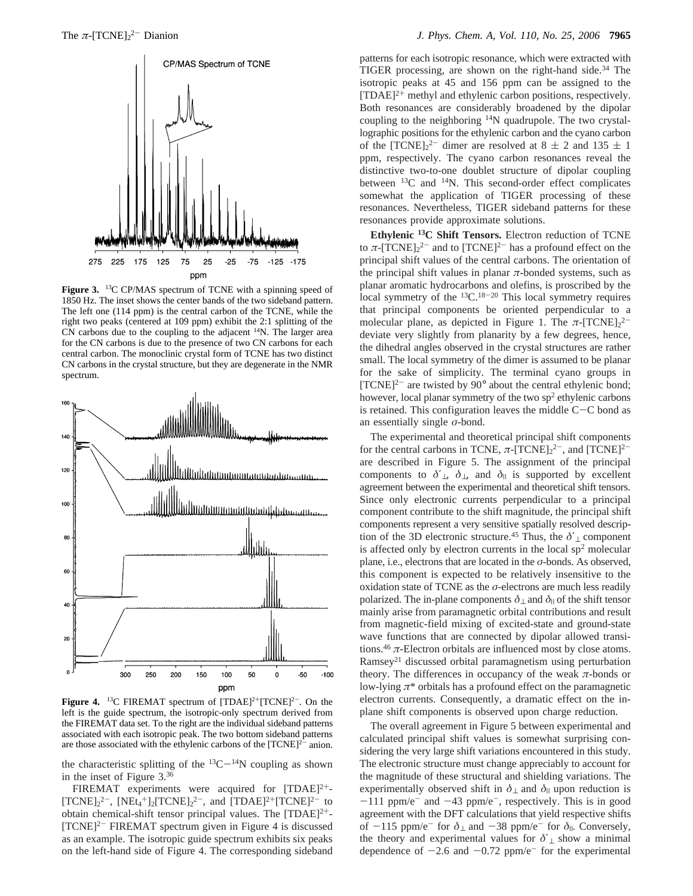CP/MAS Spectrum of TCNE

275 225 175 125 75 25 -25 -75 -125 -175

ppm

**Figure 3.** $^{13}C$ CP/MAS spectrum of TCNE with a spinning speed of 1850 Hz. The inset shows the center bands of the two sideband pattern. The left one (114 ppm) is the central carbon of the TCNE, while the right two peaks (centered at 109 ppm) exhibit the 2:1 splitting of the CN carbons due to the coupling to the adjacent $^{14}N$. The larger area for the CN carbons is due to the presence of two CN carbons for each central carbon. The monoclinic crystal form of TCNE has two distinct CN carbons in the crystal structure, but they are degenerate in the NMR spectrum.

160 140 120 100 80 60 40 20 0

300 250 200 150 100 50 0 -50 -100

ppm

**Figure 4.** $^{13}C$ FIREMAT spectrum of $[TDAE]^{2+}[TCNE]^{2-}$. On the left is the guide spectrum, the isotropic-only spectrum derived from the FIREMAT data set. To the right are the individual sideband patterns associated with each isotropic peak. The two bottom sideband patterns are those associated with the ethylenic carbons of the $[TCNE]^{2-}$ anion.

the characteristic splitting of the $^{13}C-^{14}N$ coupling as shown in the inset of Figure 3.[36]

FIREMAT experiments were acquired for $[TDAE]^{2+}[TCNE]_2^{2-}$, $[NEt_4^+]_2[TCNE]_2^{2-}$, and $[TDAE]^{2+}[TCNE]^{2-}$ to obtain chemical-shift tensor principal values. The $[TDAE]^{2+}[TCNE]^{2-}$ FIREMAT spectrum given in Figure 4 is discussed as an example. The isotropic guide spectrum exhibits six peaks on the left-hand side of Figure 4. The corresponding sideband patterns for each isotropic resonance, which were extracted with TIGER processing, are shown on the right-hand side.[34] The isotropic peaks at 45 and 156 ppm can be assigned to the $[TDAE]^{2+}$ methyl and ethylenic carbon positions, respectively. Both resonances are considerably broadened by the dipolar coupling to the neighboring $^{14}N$ quadrupole. The two crystallographic positions for the ethylenic carbon and the cyano carbon of the $[TCNE]_2^{2-}$ dimer are resolved at $8 \pm 2$ and $135 \pm 1$ ppm, respectively. The cyano carbon resonances reveal the distinctive two-to-one doublet structure of dipolar coupling between $^{13}C$ and $^{14}N$. This second-order effect complicates somewhat the application of TIGER processing of these resonances. Nevertheless, TIGER sideband patterns for these resonances provide approximate solutions.

**Ethylenic $^{13}C$ Shift Tensors.** Electron reduction of TCNE to $\pi$-$[TCNE]_2^{2-}$ and to $[TCNE]^{2-}$ has a profound effect on the principal shift values of the central carbons. The orientation of the principal shift values in planar $\pi$-bonded systems, such as planar aromatic hydrocarbons and olefins, is proscribed by the local symmetry of the $^{13}C$.[18-20] This local symmetry requires that principal components be oriented perpendicular to a molecular plane, as depicted in Figure 1. The $\pi$-$[TCNE]_2^{2-}$ deviate very slightly from planarity by a few degrees, hence, the dihedral angles observed in the crystal structures are rather small. The local symmetry of the dimer is assumed to be planar for the sake of simplicity. The terminal cyano groups in $[TCNE]^{2-}$ are twisted by 90° about the central ethylenic bond; however, local planar symmetry of the two $sp^2$ ethylenic carbons is retained. This configuration leaves the middle C−C bond as an essentially single $\sigma$-bond.

The experimental and theoretical principal shift components for the central carbons in TCNE, $\pi$-$[TCNE]_2^{2-}$, and $[TCNE]^{2-}$ are described in Figure 5. The assignment of the principal components to $\delta'_{\perp}$, $\delta_{\perp}$, and $\delta_{\parallel}$ is supported by excellent agreement between the experimental and theoretical shift tensors. Since only electronic currents perpendicular to a principal component contribute to the shift magnitude, the principal shift components represent a very sensitive spatially resolved description of the 3D electronic structure.[45] Thus, the $\delta'_{\perp}$ component is affected only by electron currents in the local $sp^2$ molecular plane, i.e., electrons that are located in the $\sigma$-bonds. As observed, this component is expected to be relatively insensitive to the oxidation state of TCNE as the $\sigma$-electrons are much less readily polarized. The in-plane components $\delta_{\perp}$ and $\delta_{\parallel}$ of the shift tensor mainly arise from paramagnetic orbital contributions and result from magnetic-field mixing of excited-state and ground-state wave functions that are connected by dipolar allowed transitions.[46] $\pi$-Electron orbitals are influenced most by close atoms. Ramsey[21] discussed orbital paramagnetism using perturbation theory. The differences in occupancy of the weak $\pi$-bonds or low-lying $\pi$* orbitals has a profound effect on the paramagnetic electron currents. Consequently, a dramatic effect on the in-plane shift components is observed upon charge reduction.

The overall agreement in Figure 5 between experimental and calculated principal shift values is somewhat surprising considering the very large shift variations encountered in this study. The electronic structure must change appreciably to account for the magnitude of these structural and shielding variations. The experimentally observed shift in $\delta_{\perp}$ and $\delta_{\parallel}$ upon reduction is $-111$ ppm/e$^-$ and $-43$ ppm/e$^-$, respectively. This is in good agreement with the DFT calculations that yield respective shifts of $-115$ ppm/e$^-$ for $\delta_{\perp}$ and $-38$ ppm/e$^-$ for $\delta_{\parallel}$. Conversely, the theory and experimental values for $\delta'_{\perp}$ show a minimal dependence of $-2.6$ and $-0.72$ ppm/e$^-$ for the experimental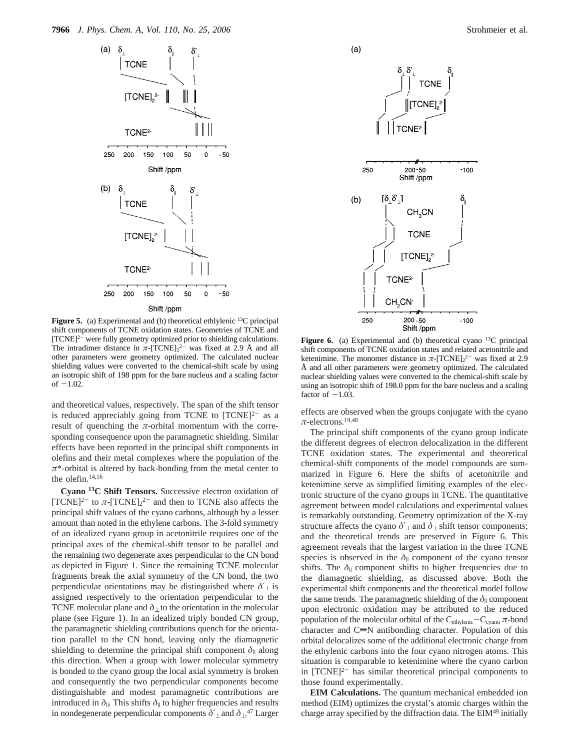(a) $\delta_\perp$ $\delta_\parallel$ $\delta'_\perp$

TCNE

$[TCNE]_2^{2-}$

$TCNE^{2-}$

250 200 150 100 50 0 -50

Shift /ppm

(b) $\delta_\perp$ $\delta_\parallel$ $\delta'_\perp$

TCNE

$[TCNE]_2^{2-}$

$TCNE^{2-}$

250 200 150 100 50 0 -50

Shift /ppm

**Figure 5.** (a) Experimental and (b) theoretical ethlylenic $^{13}C$ principal shift components of TCNE oxidation states. Geometries of TCNE and $[TCNE]^{2-}$ were fully geometry optimized prior to shielding calculations. The intradimer distance in $\pi$-$[TCNE]_2^{2-}$ was fixed at 2.9 Å and all other parameters were geometry optimized. The calculated nuclear shielding values were converted to the chemical-shift scale by using an isotropic shift of 198 ppm for the bare nucleus and a scaling factor of $-1.02$.

and theoretical values, respectively. The span of the shift tensor is reduced appreciably going from TCNE to $[TCNE]^{2-}$ as a result of quenching the $\pi$-orbital momentum with the corresponding consequence upon the paramagnetic shielding. Similar effects have been reported in the principal shift components in olefins and their metal complexes where the population of the $\pi^*$-orbital is altered by back-bonding from the metal center to the olefin.[14,16]

**Cyano $^{13}C$ Shift Tensors.** Successive electron oxidation of $[TCNE]^{2-}$ to $\pi$-$[TCNE]_2^{2-}$ and then to TCNE also affects the principal shift values of the cyano carbons, although by a lesser amount than noted in the ethylene carbons. The 3-fold symmetry of an idealized cyano group in acetonitrile requires one of the principal axes of the chemical-shift tensor to be parallel and the remaining two degenerate axes perpendicular to the CN bond as depicted in Figure 1. Since the remaining TCNE molecular fragments break the axial symmetry of the CN bond, the two perpendicular orientations may be distinguished where $\delta'_\perp$ is assigned respectively to the orientation perpendicular to the TCNE molecular plane and $\delta_\perp$ to the orientation in the molecular plane (see Figure 1). In an idealized triply bonded CN group, the paramagnetic shielding contributions quench for the orientation parallel to the CN bond, leaving only the diamagnetic shielding to determine the principal shift component $\delta_\parallel$ along this direction. When a group with lower molecular symmetry is bonded to the cyano group the local axial symmetry is broken and consequently the two perpendicular components become distinguishable and modest paramagnetic contributions are introduced in $\delta_\parallel$. This shifts $\delta_\parallel$ to higher frequencies and results in nondegenerate perpendicular components $\delta'_\perp$ and $\delta_\perp$.[47] Larger

(a)

$\delta_\perp$ $\delta'_\perp$ $\delta_\parallel$

TCNE

$[TCNE]_2^{2-}$

$TCNE^{2-}$

250 200 -50 -100

Shift /ppm

(b) $[\delta_\perp \delta'_\perp]$ $\delta_\parallel$

$CH_3CN$

TCNE

$[TCNE]_2^{2-}$

$TCNE^{2-}$

$CH_2CN^-$

250 200 -50 -100

Shift /ppm

**Figure 6.** (a) Experimental and (b) theoretical cyano $^{13}C$ principal shift components of TCNE oxidation states and related acetonitrile and ketenimine. The monomer distance in $\pi$-$[TCNE]_2^{2-}$ was fixed at 2.9 Å and all other parameters were geometry optimized. The calculated nuclear shielding values were converted to the chemical-shift scale by using an isotropic shift of 198.0 ppm for the bare nucleus and a scaling factor of $-1.03$.

effects are observed when the groups conjugate with the cyano $\pi$-electrons.[19,48]

The principal shift components of the cyano group indicate the different degrees of electron delocalization in the different TCNE oxidation states. The experimental and theoretical chemical-shift components of the model compounds are summarized in Figure 6. Here the shifts of acetonitrile and ketenimine serve as simplified limiting examples of the electronic structure of the cyano groups in TCNE. The quantitative agreement between model calculations and experimental values is remarkably outstanding. Geometry optimization of the X-ray structure affects the cyano $\delta'_\perp$ and $\delta_\perp$ shift tensor components; and the theoretical trends are preserved in Figure 6. This agreement reveals that the largest variation in the three TCNE species is observed in the $\delta_\parallel$ component of the cyano tensor shifts. The $\delta_\parallel$ component shifts to higher frequencies due to the diamagnetic shielding, as discussed above. Both the experimental shift components and the theoretical model follow the same trends. The paramagnetic shielding of the $\delta_\parallel$ component upon electronic oxidation may be attributed to the reduced population of the molecular orbital of the $C_{ethylenic}$–$C_{cyano}$ $\pi$-bond character and C≡N antibonding character. Population of this orbital delocalizes some of the additional electronic charge from the ethylenic carbons into the four cyano nitrogen atoms. This situation is comparable to ketenimine where the cyano carbon in $[TCNE]^{2-}$ has similar theoretical principal components to those found experimentally.

**EIM Calculations.** The quantum mechanical embedded ion method (EIM) optimizes the crystal's atomic charges within the charge array specified by the diffraction data. The EIM[49] initially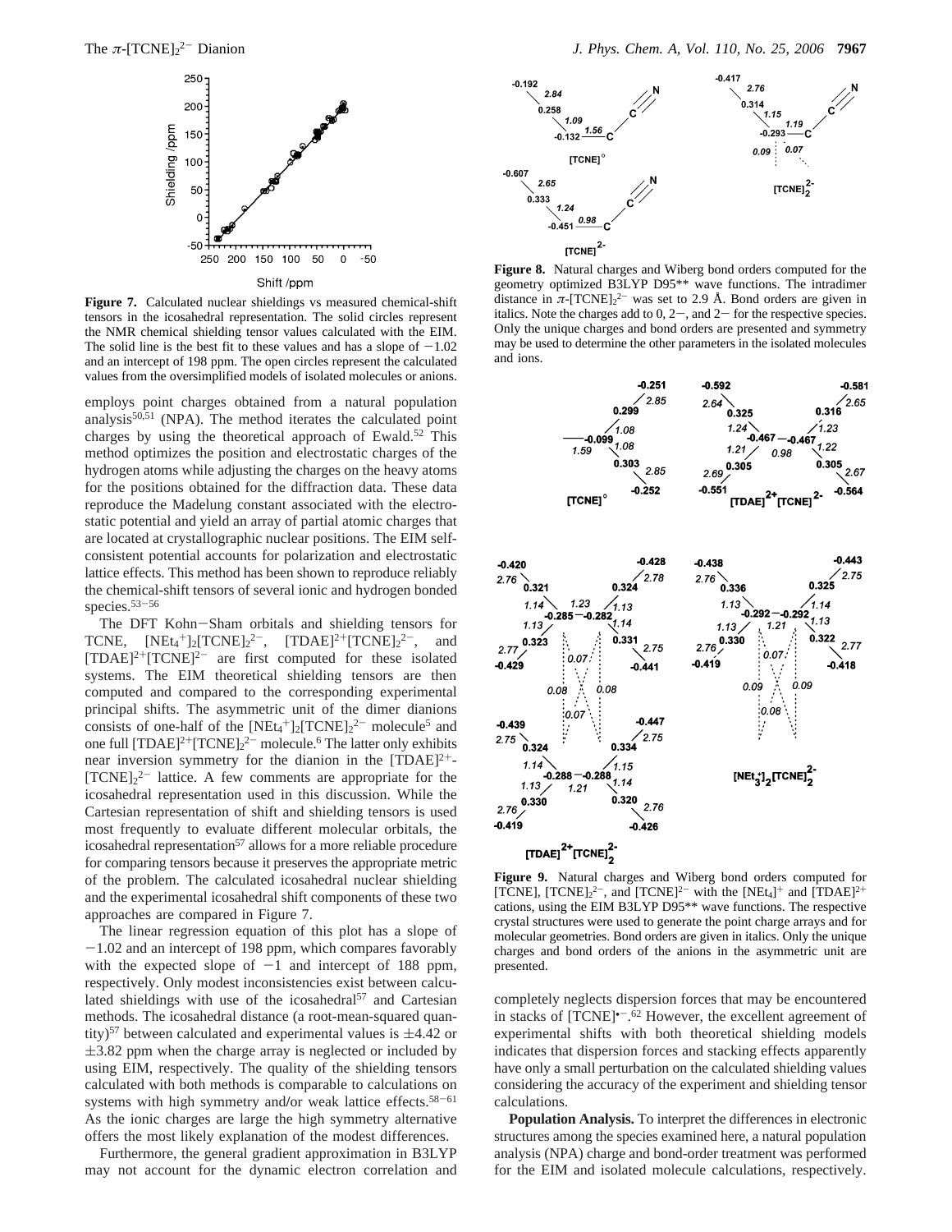250
200
150
100
50
0
-50
Shielding /ppm
250 200 150 100 50 0 -50
Shift /ppm

**Figure 7.** Calculated nuclear shieldings vs measured chemical-shift tensors in the icosahedral representation. The solid circles represent the NMR chemical shielding tensor values calculated with the EIM. The solid line is the best fit to these values and has a slope of −1.02 and an intercept of 198 ppm. The open circles represent the calculated values from the oversimplified models of isolated molecules or anions.

employs point charges obtained from a natural population analysis[50,51] (NPA). The method iterates the calculated point charges by using the theoretical approach of Ewald.[52] This method optimizes the position and electrostatic charges of the hydrogen atoms while adjusting the charges on the heavy atoms for the positions obtained for the diffraction data. These data reproduce the Madelung constant associated with the electrostatic potential and yield an array of partial atomic charges that are located at crystallographic nuclear positions. The EIM self-consistent potential accounts for polarization and electrostatic lattice effects. This method has been shown to reproduce reliably the chemical-shift tensors of several ionic and hydrogen bonded species.[53-56]

The DFT Kohn−Sham orbitals and shielding tensors for TCNE, $[NEt_4^+]_2[TCNE]_2^{2-}$, $[TDAE]^{2+}[TCNE]_2^{2-}$, and $[TDAE]^{2+}[TCNE]^{2-}$ are first computed for these isolated systems. The EIM theoretical shielding tensors are then computed and compared to the corresponding experimental principal shifts. The asymmetric unit of the dimer dianions consists of one-half of the $[NEt_4^+]_2[TCNE]_2^{2-}$ molecule[5] and one full $[TDAE]^{2+}[TCNE]_2^{2-}$ molecule.[6] The latter only exhibits near inversion symmetry for the dianion in the $[TDAE]^{2+}$-$[TCNE]_2^{2-}$ lattice. A few comments are appropriate for the icosahedral representation used in this discussion. While the Cartesian representation of shift and shielding tensors is used most frequently to evaluate different molecular orbitals, the icosahedral representation[57] allows for a more reliable procedure for comparing tensors because it preserves the appropriate metric of the problem. The calculated icosahedral nuclear shielding and the experimental icosahedral shift components of these two approaches are compared in Figure 7.

The linear regression equation of this plot has a slope of −1.02 and an intercept of 198 ppm, which compares favorably with the expected slope of −1 and intercept of 188 ppm, respectively. Only modest inconsistencies exist between calculated shieldings with use of the icosahedral[57] and Cartesian methods. The icosahedral distance (a root-mean-squared quantity)[57] between calculated and experimental values is ±4.42 or ±3.82 ppm when the charge array is neglected or included by using EIM, respectively. The quality of the shielding tensors calculated with both methods is comparable to calculations on systems with high symmetry and/or weak lattice effects.[58-61] As the ionic charges are large the high symmetry alternative offers the most likely explanation of the modest differences.

Furthermore, the general gradient approximation in B3LYP may not account for the dynamic electron correlation and completely neglects dispersion forces that may be encountered in stacks of $[TCNE]^{\bullet-}$.[62] However, the excellent agreement of experimental shifts with both theoretical shielding models indicates that dispersion forces and stacking effects apparently have only a small perturbation on the calculated shielding values considering the accuracy of the experiment and shielding tensor calculations.

**Figure 8.** Natural charges and Wiberg bond orders computed for the geometry optimized B3LYP D95** wave functions. The intradimer distance in $\pi$-$[TCNE]_2^{2-}$ was set to 2.9 Å. Bond orders are given in italics. Note the charges add to 0, 2−, and 2− for the respective species. Only the unique charges and bond orders are presented and symmetry may be used to determine the other parameters in the isolated molecules and ions.

**Figure 9.** Natural charges and Wiberg bond orders computed for [TCNE], $[TCNE]_2^{2-}$, and $[TCNE]^{2-}$ with the $[NEt_4]^+$ and $[TDAE]^{2+}$ cations, using the EIM B3LYP D95** wave functions. The respective crystal structures were used to generate the point charge arrays and for molecular geometries. Bond orders are given in italics. Only the unique charges and bond orders of the anions in the asymmetric unit are presented.

**Population Analysis.** To interpret the differences in electronic structures among the species examined here, a natural population analysis (NPA) charge and bond-order treatment was performed for the EIM and isolated molecule calculations, respectively.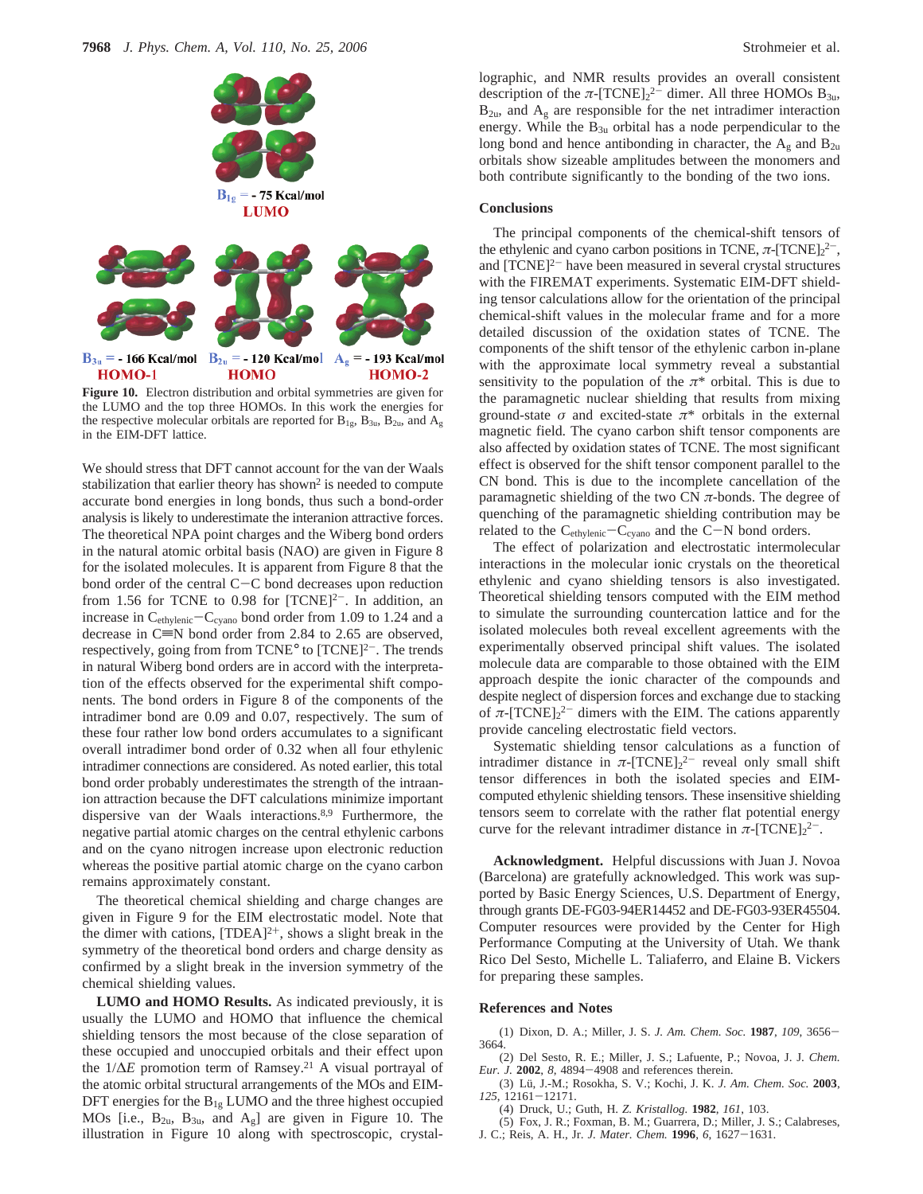$B_{1g}$ = - 75 Kcal/mol
LUMO

$B_{3u}$ = - 166 Kcal/mol
HOMO-1

$B_{2u}$ = - 120 Kcal/mol
HOMO

$A_g$ = - 193 Kcal/mol
HOMO-2

**Figure 10.** Electron distribution and orbital symmetries are given for the LUMO and the top three HOMOs. In this work the energies for the respective molecular orbitals are reported for $B_{1g}$, $B_{3u}$, $B_{2u}$, and $A_g$ in the EIM-DFT lattice.

We should stress that DFT cannot account for the van der Waals stabilization that earlier theory has shown[2] is needed to compute accurate bond energies in long bonds, thus such a bond-order analysis is likely to underestimate the interanion attractive forces. The theoretical NPA point charges and the Wiberg bond orders in the natural atomic orbital basis (NAO) are given in Figure 8 for the isolated molecules. It is apparent from Figure 8 that the bond order of the central C−C bond decreases upon reduction from 1.56 for TCNE to 0.98 for $[TCNE]^{2-}$. In addition, an increase in $C_{ethylenic}$−$C_{cyano}$ bond order from 1.09 to 1.24 and a decrease in C≡N bond order from 2.84 to 2.65 are observed, respectively, going from TCNE° to $[TCNE]^{2-}$. The trends in natural Wiberg bond orders are in accord with the interpretation of the effects observed for the experimental shift components. The bond orders in Figure 8 of the components of the intradimer bond are 0.09 and 0.07, respectively. The sum of these four rather low bond orders accumulates to a significant overall intradimer bond order of 0.32 when all four ethylenic intradimer connections are considered. As noted earlier, this total bond order probably underestimates the strength of the intraanion attraction because the DFT calculations minimize important dispersive van der Waals interactions.[8,9] Furthermore, the negative partial atomic charges on the central ethylenic carbons and on the cyano nitrogen increase upon electronic reduction whereas the positive partial atomic charge on the cyano carbon remains approximately constant.

The theoretical chemical shielding and charge changes are given in Figure 9 for the EIM electrostatic model. Note that the dimer with cations, $[TDEA]^{2+}$, shows a slight break in the symmetry of the theoretical bond orders and charge density as confirmed by a slight break in the inversion symmetry of the chemical shielding values.

**LUMO and HOMO Results.** As indicated previously, it is usually the LUMO and HOMO that influence the chemical shielding tensors the most because of the close separation of these occupied and unoccupied orbitals and their effect upon the $1/\Delta E$ promotion term of Ramsey.[21] A visual portrayal of the atomic orbital structural arrangements of the MOs and EIM-DFT energies for the $B_{1g}$ LUMO and the three highest occupied MOs [i.e., $B_{2u}$, $B_{3u}$, and $A_g$] are given in Figure 10. The illustration in Figure 10 along with spectroscopic, crystallographic, and NMR results provides an overall consistent description of the $\pi$-$[TCNE]_2^{2-}$ dimer. All three HOMOs $B_{3u}$, $B_{2u}$, and $A_g$ are responsible for the net intradimer interaction energy. While the $B_{3u}$ orbital has a node perpendicular to the long bond and hence antibonding in character, the $A_g$ and $B_{2u}$ orbitals show sizeable amplitudes between the monomers and both contribute significantly to the bonding of the two ions.

## Conclusions

The principal components of the chemical-shift tensors of the ethylenic and cyano carbon positions in TCNE, $\pi$-$[TCNE]_2^{2-}$, and $[TCNE]^{2-}$ have been measured in several crystal structures with the FIREMAT experiments. Systematic EIM-DFT shielding tensor calculations allow for the orientation of the principal chemical-shift values in the molecular frame and for a more detailed discussion of the oxidation states of TCNE. The components of the shift tensor of the ethylenic carbon in-plane with the approximate local symmetry reveal a substantial sensitivity to the population of the $\pi^*$ orbital. This is due to the paramagnetic nuclear shielding that results from mixing ground-state $\sigma$ and excited-state $\pi^*$ orbitals in the external magnetic field. The cyano carbon shift tensor components are also affected by oxidation states of TCNE. The most significant effect is observed for the shift tensor component parallel to the CN bond. This is due to the incomplete cancellation of the paramagnetic shielding of the two CN $\pi$-bonds. The degree of quenching of the paramagnetic shielding contribution may be related to the $C_{ethylenic}$−$C_{cyano}$ and the C−N bond orders.

The effect of polarization and electrostatic intermolecular interactions in the molecular ionic crystals on the theoretical ethylenic and cyano shielding tensors is also investigated. Theoretical shielding tensors computed with the EIM method to simulate the surrounding countercation lattice and for the isolated molecules both reveal excellent agreements with the experimentally observed principal shift values. The isolated molecule data are comparable to those obtained with the EIM approach despite the ionic character of the compounds and despite neglect of dispersion forces and exchange due to stacking of $\pi$-$[TCNE]_2^{2-}$ dimers with the EIM. The cations apparently provide canceling electrostatic field vectors.

Systematic shielding tensor calculations as a function of intradimer distance in $\pi$-$[TCNE]_2^{2-}$ reveal only small shift tensor differences in both the isolated species and EIM-computed ethylenic shielding tensors. These insensitive shielding tensors seem to correlate with the rather flat potential energy curve for the relevant intradimer distance in $\pi$-$[TCNE]_2^{2-}$.

**Acknowledgment.** Helpful discussions with Juan J. Novoa (Barcelona) are gratefully acknowledged. This work was supported by Basic Energy Sciences, U.S. Department of Energy, through grants DE-FG03-94ER14452 and DE-FG03-93ER45504. Computer resources were provided by the Center for High Performance Computing at the University of Utah. We thank Rico Del Sesto, Michelle L. Taliaferro, and Elaine B. Vickers for preparing these samples.

## References and Notes

(1) Dixon, D. A.; Miller, J. S. *J. Am. Chem. Soc.* **1987**, *109*, 3656−3664.

(2) Del Sesto, R. E.; Miller, J. S.; Lafuente, P.; Novoa, J. J. *Chem. Eur. J.* **2002**, *8*, 4894−4908 and references therein.

(3) Lü, J.-M.; Rosokha, S. V.; Kochi, J. K. *J. Am. Chem. Soc.* **2003**, *125*, 12161−12171.

(4) Druck, U.; Guth, H. *Z. Kristallog.* **1982**, *161*, 103.

(5) Fox, J. R.; Foxman, B. M.; Guarrera, D.; Miller, J. S.; Calabreses, J. C.; Reis, A. H., Jr. *J. Mater. Chem.* **1996**, *6*, 1627−1631.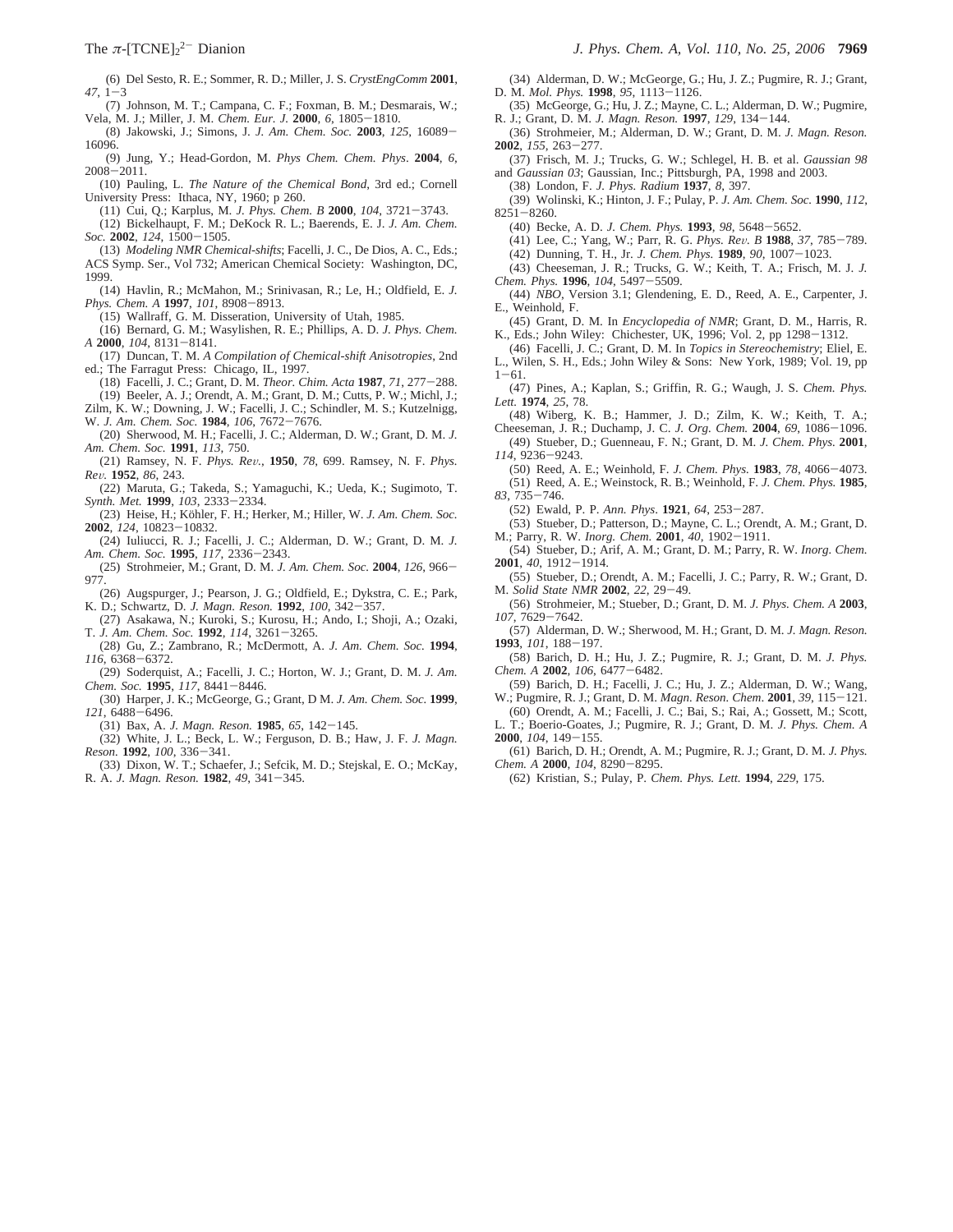(6) Del Sesto, R. E.; Sommer, R. D.; Miller, J. S. *CrystEngComm* **2001**, *47*, 1−3

(7) Johnson, M. T.; Campana, C. F.; Foxman, B. M.; Desmarais, W.; Vela, M. J.; Miller, J. M. *Chem. Eur. J.* **2000**, *6*, 1805−1810.

(8) Jakowski, J.; Simons, J. *J. Am. Chem. Soc.* **2003**, *125*, 16089−16096.

(9) Jung, Y.; Head-Gordon, M. *Phys Chem. Chem. Phys*. **2004**, *6*, 2008−2011.

(10) Pauling, L. *The Nature of the Chemical Bond*, 3rd ed.; Cornell University Press: Ithaca, NY, 1960; p 260.

(11) Cui, Q.; Karplus, M. *J. Phys. Chem. B* **2000**, *104*, 3721−3743.

(12) Bickelhaupt, F. M.; DeKock R. L.; Baerends, E. J. *J. Am. Chem. Soc.* **2002**, *124*, 1500−1505.

(13) *Modeling NMR Chemical-shifts*; Facelli, J. C., De Dios, A. C., Eds.; ACS Symp. Ser., Vol 732; American Chemical Society: Washington, DC, 1999.

(14) Havlin, R.; McMahon, M.; Srinivasan, R.; Le, H.; Oldfield, E. *J. Phys. Chem. A* **1997**, *101*, 8908−8913.

(15) Wallraff, G. M. Disseration, University of Utah, 1985.

(16) Bernard, G. M.; Wasylishen, R. E.; Phillips, A. D. *J. Phys. Chem. A* **2000**, *104*, 8131−8141.

(17) Duncan, T. M. *A Compilation of Chemical-shift Anisotropies*, 2nd ed.; The Farragut Press: Chicago, IL, 1997.

(18) Facelli, J. C.; Grant, D. M. *Theor. Chim. Acta* **1987**, *71*, 277−288.

(19) Beeler, A. J.; Orendt, A. M.; Grant, D. M.; Cutts, P. W.; Michl, J.; Zilm, K. W.; Downing, J. W.; Facelli, J. C.; Schindler, M. S.; Kutzelnigg, W. *J. Am. Chem. Soc.* **1984**, *106*, 7672−7676.

(20) Sherwood, M. H.; Facelli, J. C.; Alderman, D. W.; Grant, D. M. *J. Am. Chem. Soc.* **1991**, *113*, 750.

(21) Ramsey, N. F. *Phys. Rev.*, **1950**, *78*, 699. Ramsey, N. F. *Phys. Rev.* **1952**, *86*, 243.

(22) Maruta, G.; Takeda, S.; Yamaguchi, K.; Ueda, K.; Sugimoto, T. *Synth. Met.* **1999**, *103*, 2333−2334.

(23) Heise, H.; Köhler, F. H.; Herker, M.; Hiller, W. *J. Am. Chem. Soc.* **2002**, *124*, 10823−10832.

(24) Iuliucci, R. J.; Facelli, J. C.; Alderman, D. W.; Grant, D. M. *J. Am. Chem. Soc.* **1995**, *117*, 2336−2343.

(25) Strohmeier, M.; Grant, D. M. *J. Am. Chem. Soc.* **2004**, *126*, 966−977.

(26) Augspurger, J.; Pearson, J. G.; Oldfield, E.; Dykstra, C. E.; Park, K. D.; Schwartz, D. *J. Magn. Reson.* **1992**, *100*, 342−357.

(27) Asakawa, N.; Kuroki, S.; Kurosu, H.; Ando, I.; Shoji, A.; Ozaki, T. *J. Am. Chem. Soc.* **1992**, *114*, 3261−3265.

(28) Gu, Z.; Zambrano, R.; McDermott, A. *J. Am. Chem. Soc.* **1994**, *116*, 6368−6372.

(29) Soderquist, A.; Facelli, J. C.; Horton, W. J.; Grant, D. M. *J. Am. Chem. Soc.* **1995**, *117*, 8441−8446.

(30) Harper, J. K.; McGeorge, G.; Grant, D M. *J. Am. Chem. Soc.* **1999**, *121*, 6488−6496.

(31) Bax, A. *J. Magn. Reson.* **1985**, *65*, 142−145.

(32) White, J. L.; Beck, L. W.; Ferguson, D. B.; Haw, J. F. *J. Magn. Reson.* **1992**, *100*, 336−341.

(33) Dixon, W. T.; Schaefer, J.; Sefcik, M. D.; Stejskal, E. O.; McKay, R. A. *J. Magn. Reson.* **1982**, *49*, 341−345.

(34) Alderman, D. W.; McGeorge, G.; Hu, J. Z.; Pugmire, R. J.; Grant, D. M. *Mol. Phys.* **1998**, *95*, 1113−1126.

(35) McGeorge, G.; Hu, J. Z.; Mayne, C. L.; Alderman, D. W.; Pugmire, R. J.; Grant, D. M. *J. Magn. Reson.* **1997**, *129*, 134−144.

(36) Strohmeier, M.; Alderman, D. W.; Grant, D. M. *J. Magn. Reson.* **2002**, *155*, 263−277.

(37) Frisch, M. J.; Trucks, G. W.; Schlegel, H. B. et al. *Gaussian 98* and *Gaussian 03*; Gaussian, Inc.; Pittsburgh, PA, 1998 and 2003.

(38) London, F. *J. Phys. Radium* **1937**, *8*, 397.

(39) Wolinski, K.; Hinton, J. F.; Pulay, P. *J. Am. Chem. Soc.* **1990**, *112*, 8251−8260.

(40) Becke, A. D. *J. Chem. Phys.* **1993**, *98*, 5648−5652.

(41) Lee, C.; Yang, W.; Parr, R. G. *Phys. Rev. B* **1988**, *37*, 785−789.

(42) Dunning, T. H., Jr. *J. Chem. Phys.* **1989**, *90*, 1007−1023.

(43) Cheeseman, J. R.; Trucks, G. W.; Keith, T. A.; Frisch, M. J. *J. Chem. Phys.* **1996**, *104*, 5497−5509.

(44) *NBO*, Version 3.1; Glendening, E. D., Reed, A. E., Carpenter, J. E., Weinhold, F.

(45) Grant, D. M. In *Encyclopedia of NMR*; Grant, D. M., Harris, R. K., Eds.; John Wiley: Chichester, UK, 1996; Vol. 2, pp 1298−1312.

(46) Facelli, J. C.; Grant, D. M. In *Topics in Stereochemistry*; Eliel, E. L., Wilen, S. H., Eds.; John Wiley & Sons: New York, 1989; Vol. 19, pp 1−61.

(47) Pines, A.; Kaplan, S.; Griffin, R. G.; Waugh, J. S. *Chem. Phys. Lett.* **1974**, *25*, 78.

(48) Wiberg, K. B.; Hammer, J. D.; Zilm, K. W.; Keith, T. A.; Cheeseman, J. R.; Duchamp, J. C. *J. Org. Chem.* **2004**, *69*, 1086−1096.

(49) Stueber, D.; Guenneau, F. N.; Grant, D. M. *J. Chem. Phys.* **2001**, *114*, 9236−9243.

(50) Reed, A. E.; Weinhold, F. *J. Chem. Phys.* **1983**, *78*, 4066−4073.

(51) Reed, A. E.; Weinstock, R. B.; Weinhold, F. *J. Chem. Phys.* **1985**, *83*, 735−746.

(52) Ewald, P. P. *Ann. Phys.* **1921**, *64*, 253−287.

(53) Stueber, D.; Patterson, D.; Mayne, C. L.; Orendt, A. M.; Grant, D. M.; Parry, R. W. *Inorg. Chem.* **2001**, *40*, 1902−1911.

(54) Stueber, D.; Arif, A. M.; Grant, D. M.; Parry, R. W. *Inorg. Chem.* **2001**, *40*, 1912−1914.

(55) Stueber, D.; Orendt, A. M.; Facelli, J. C.; Parry, R. W.; Grant, D. M. *Solid State NMR* **2002**, *22*, 29−49.

(56) Strohmeier, M.; Stueber, D.; Grant, D. M. *J. Phys. Chem. A* **2003**, *107*, 7629−7642.

(57) Alderman, D. W.; Sherwood, M. H.; Grant, D. M. *J. Magn. Reson.* **1993**, *101*, 188−197.

(58) Barich, D. H.; Hu, J. Z.; Pugmire, R. J.; Grant, D. M. *J. Phys. Chem. A* **2002**, *106*, 6477−6482.

(59) Barich, D. H.; Facelli, J. C.; Hu, J. Z.; Alderman, D. W.; Wang, W.; Pugmire, R. J.; Grant, D. M. *Magn. Reson. Chem.* **2001**, *39*, 115−121.

(60) Orendt, A. M.; Facelli, J. C.; Bai, S.; Rai, A.; Gossett, M.; Scott, L. T.; Boerio-Goates, J.; Pugmire, R. J.; Grant, D. M. *J. Phys. Chem. A* **2000**, *104*, 149−155.

(61) Barich, D. H.; Orendt, A. M.; Pugmire, R. J.; Grant, D. M. *J. Phys. Chem. A* **2000**, *104*, 8290−8295.

(62) Kristian, S.; Pulay, P. *Chem. Phys. Lett.* **1994**, *229*, 175.